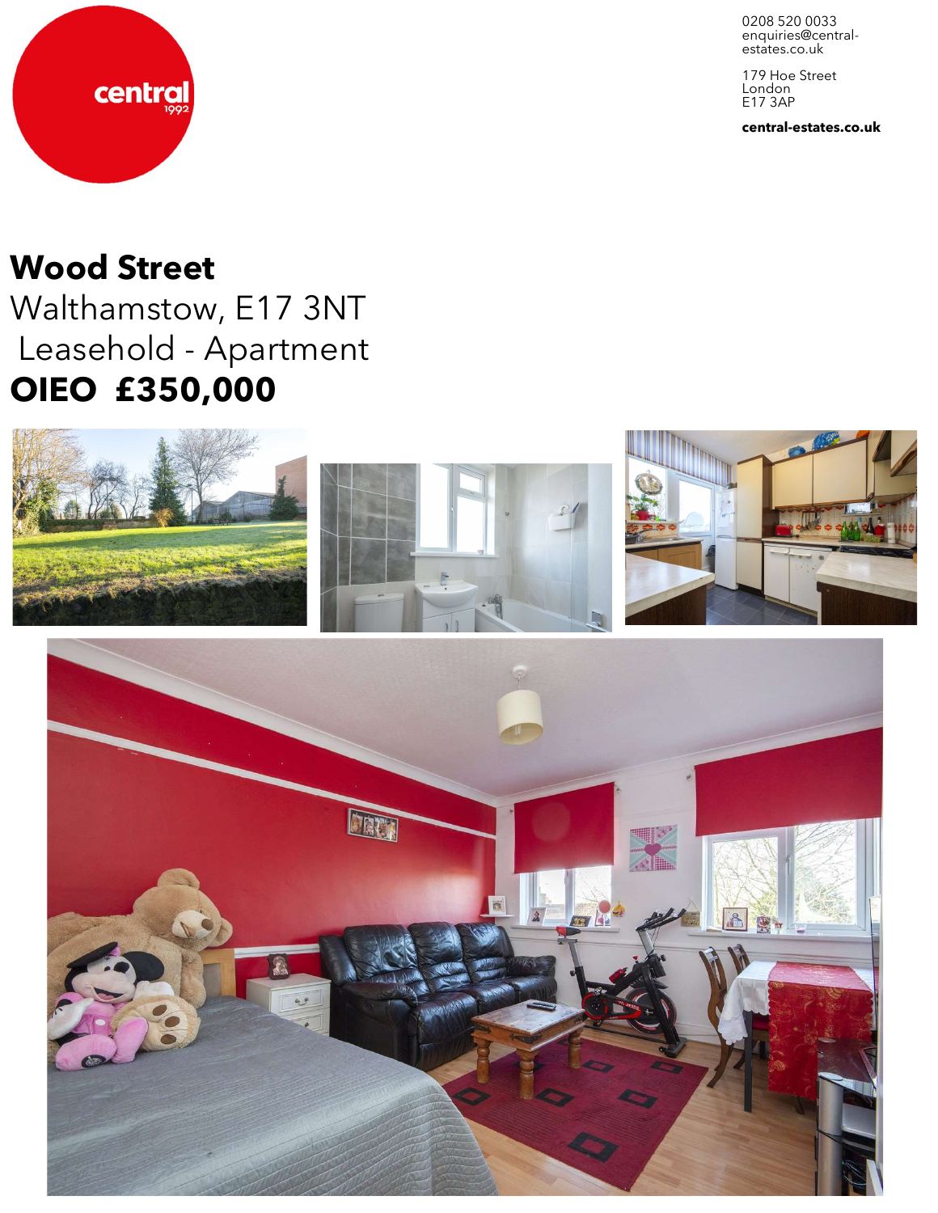central
1992

0208 520 0033
enquiries@central-estates.co.uk

179 Hoe Street
London
E17 3AP

**central-estates.co.uk**

# Wood Street

Walthamstow, E17 3NT

Leasehold - Apartment

**OIEO £350,000**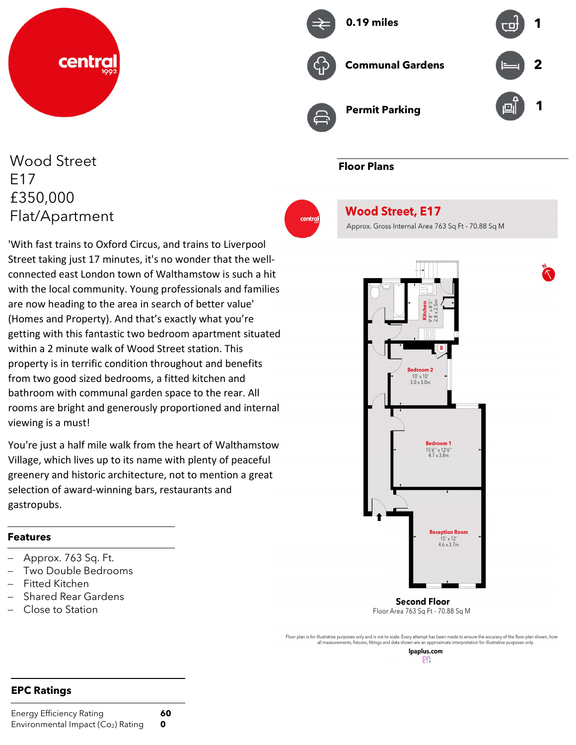0.19 miles

Communal Gardens

Permit Parking

1

2

1

# Wood Street
# E17
# £350,000
# Flat/Apartment

'With fast trains to Oxford Circus, and trains to Liverpool Street taking just 17 minutes, it's no wonder that the well-connected east London town of Walthamstow is such a hit with the local community. Young professionals and families are now heading to the area in search of better value' (Homes and Property). And that's exactly what you're getting with this fantastic two bedroom apartment situated within a 2 minute walk of Wood Street station. This property is in terrific condition throughout and benefits from two good sized bedrooms, a fitted kitchen and bathroom with communal garden space to the rear. All rooms are bright and generously proportioned and internal viewing is a must!

You're just a half mile walk from the heart of Walthamstow Village, which lives up to its name with plenty of peaceful greenery and historic architecture, not to mention a great selection of award-winning bars, restaurants and gastropubs.

## Features

- Approx. 763 Sq. Ft.
- Two Double Bedrooms
- Fitted Kitchen
- Shared Rear Gardens
- Close to Station

## Floor Plans

**Wood Street, E17**

Approx. Gross Internal Area 763 Sq Ft - 70.88 Sq M

Kitchen 9'4" x 8'3" 2.8 x 2.5m

Bedroom 2 10' x 10' 3.0 x 3.0m

Bedroom 1 15'6" x 12'6" 4.7 x 3.8m

Reception Room 15' x 12' 4.6 x 3.7m

**Second Floor**

Floor Area 763 Sq Ft - 70.88 Sq M

Floor plan is for illustrative purposes only and is not to scale. Every attempt has been made to ensure the accuracy of the floor plan shown, how all measurements, fixtures, fittings and data shown are an approximate interpretation for illustrative purposes only.

lpaplus.com

## EPC Ratings

| | |
|---|---|
| Energy Efficiency Rating | 60 |
| Environmental Impact ($CO_2$) Rating | 0 |